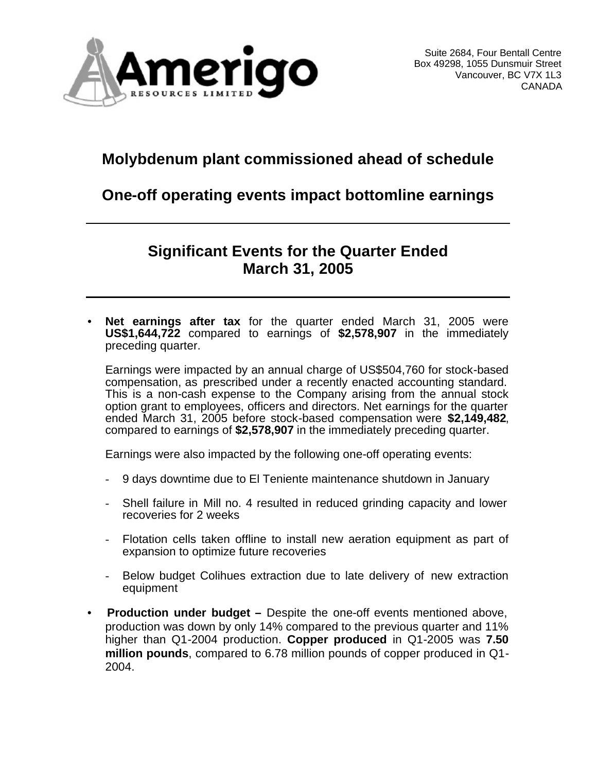Amerigo Resources Limited

Suite 2684, Four Bentall Centre
Box 49298, 1055 Dunsmuir Street
Vancouver, BC V7X 1L3
CANADA

# Molybdenum plant commissioned ahead of schedule

# One-off operating events impact bottomline earnings

---

## Significant Events for the Quarter Ended March 31, 2005

---

- **Net earnings after tax** for the quarter ended March 31, 2005 were **US$1,644,722** compared to earnings of **$2,578,907** in the immediately preceding quarter.

  Earnings were impacted by an annual charge of US$504,760 for stock-based compensation, as prescribed under a recently enacted accounting standard. This is a non-cash expense to the Company arising from the annual stock option grant to employees, officers and directors. Net earnings for the quarter ended March 31, 2005 before stock-based compensation were **$2,149,482**, compared to earnings of **$2,578,907** in the immediately preceding quarter.

  Earnings were also impacted by the following one-off operating events:

  - 9 days downtime due to El Teniente maintenance shutdown in January
  - Shell failure in Mill no. 4 resulted in reduced grinding capacity and lower recoveries for 2 weeks
  - Flotation cells taken offline to install new aeration equipment as part of expansion to optimize future recoveries
  - Below budget Colihues extraction due to late delivery of new extraction equipment

- **Production under budget –** Despite the one-off events mentioned above, production was down by only 14% compared to the previous quarter and 11% higher than Q1-2004 production. **Copper produced** in Q1-2005 was **7.50 million pounds**, compared to 6.78 million pounds of copper produced in Q1-2004.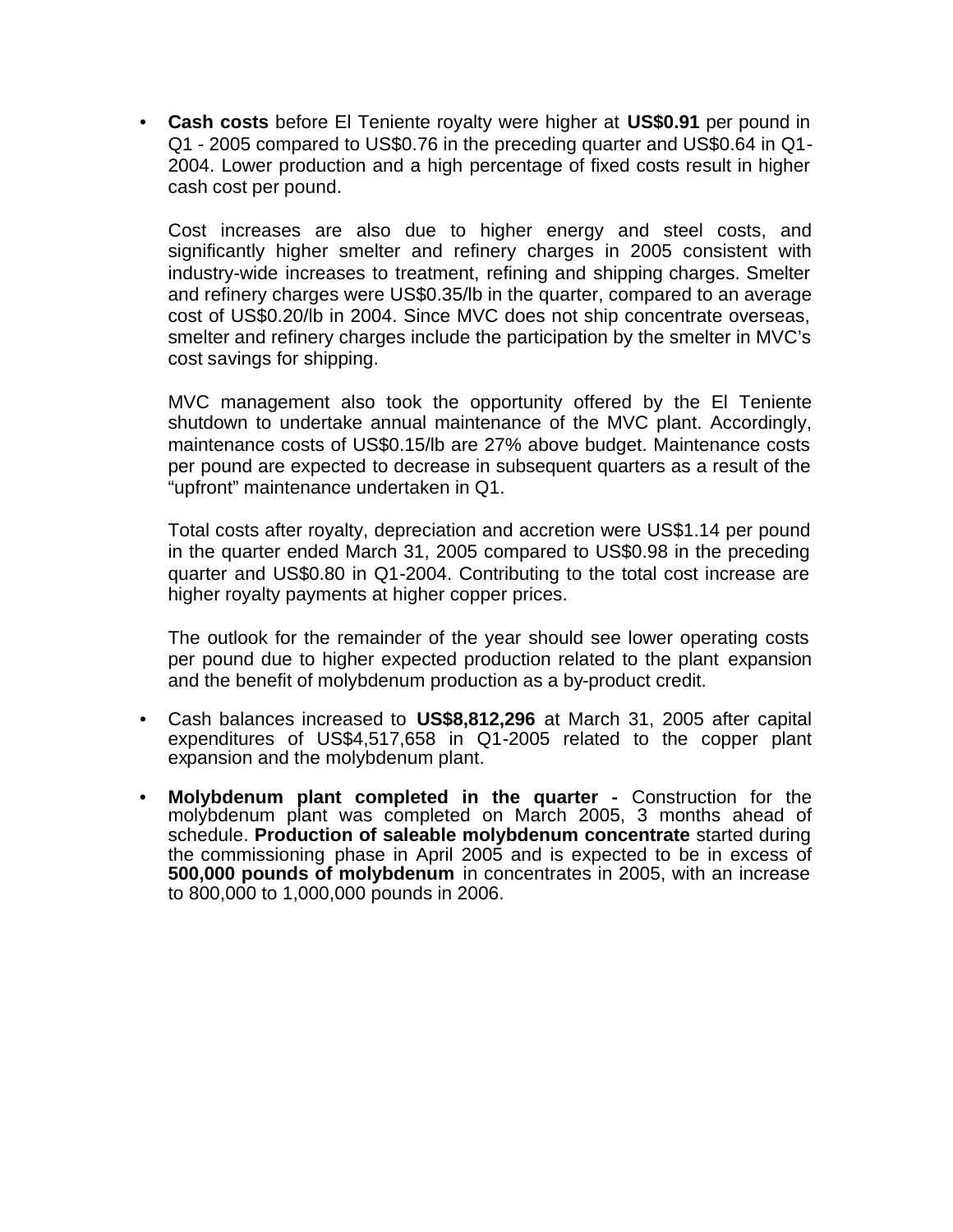- **Cash costs** before El Teniente royalty were higher at **US$0.91** per pound in Q1 - 2005 compared to US$0.76 in the preceding quarter and US$0.64 in Q1-2004. Lower production and a high percentage of fixed costs result in higher cash cost per pound.

  Cost increases are also due to higher energy and steel costs, and significantly higher smelter and refinery charges in 2005 consistent with industry-wide increases to treatment, refining and shipping charges. Smelter and refinery charges were US$0.35/lb in the quarter, compared to an average cost of US$0.20/lb in 2004. Since MVC does not ship concentrate overseas, smelter and refinery charges include the participation by the smelter in MVC's cost savings for shipping.

  MVC management also took the opportunity offered by the El Teniente shutdown to undertake annual maintenance of the MVC plant. Accordingly, maintenance costs of US$0.15/lb are 27% above budget. Maintenance costs per pound are expected to decrease in subsequent quarters as a result of the "upfront" maintenance undertaken in Q1.

  Total costs after royalty, depreciation and accretion were US$1.14 per pound in the quarter ended March 31, 2005 compared to US$0.98 in the preceding quarter and US$0.80 in Q1-2004. Contributing to the total cost increase are higher royalty payments at higher copper prices.

  The outlook for the remainder of the year should see lower operating costs per pound due to higher expected production related to the plant expansion and the benefit of molybdenum production as a by-product credit.

- Cash balances increased to **US$8,812,296** at March 31, 2005 after capital expenditures of US$4,517,658 in Q1-2005 related to the copper plant expansion and the molybdenum plant.

- **Molybdenum plant completed in the quarter -** Construction for the molybdenum plant was completed on March 2005, 3 months ahead of schedule. **Production of saleable molybdenum concentrate** started during the commissioning phase in April 2005 and is expected to be in excess of **500,000 pounds of molybdenum** in concentrates in 2005, with an increase to 800,000 to 1,000,000 pounds in 2006.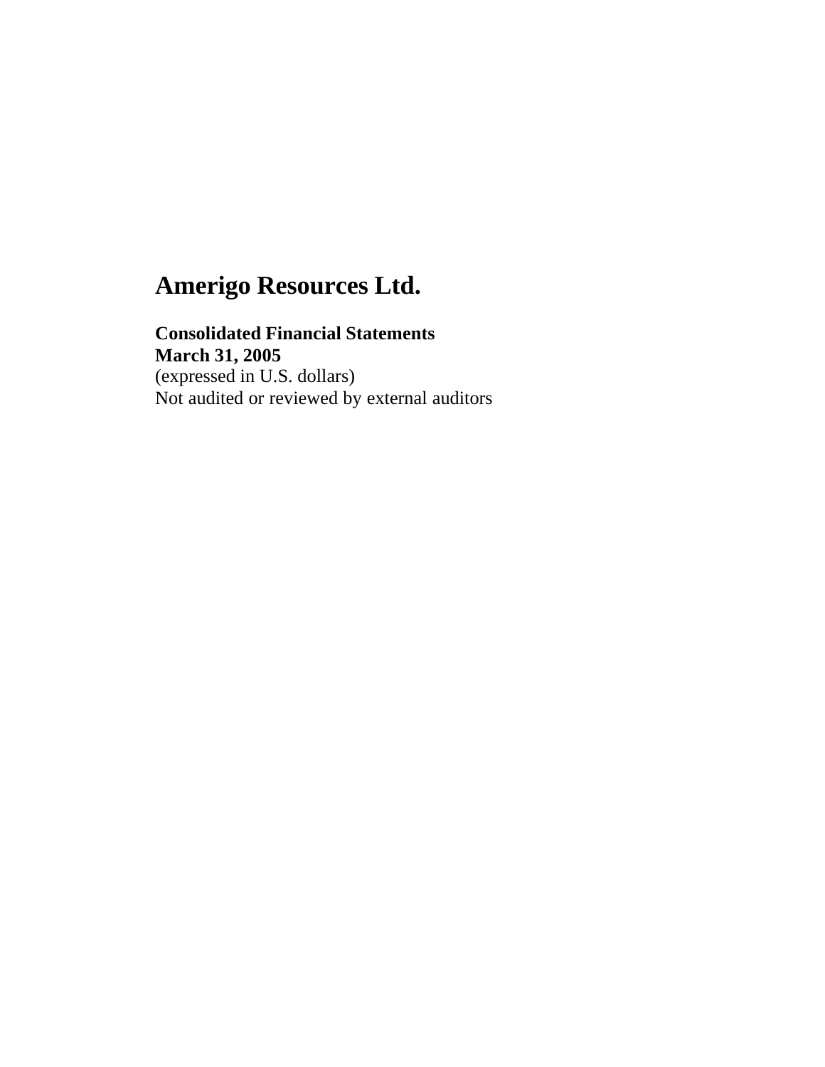# Amerigo Resources Ltd.

**Consolidated Financial Statements**
**March 31, 2005**
(expressed in U.S. dollars)
Not audited or reviewed by external auditors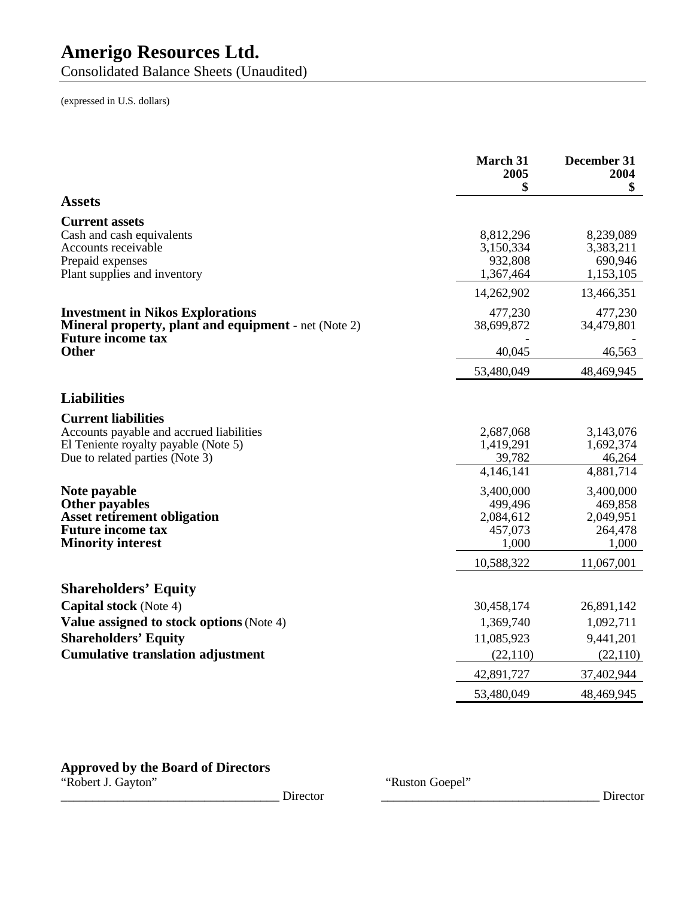# Amerigo Resources Ltd.

Consolidated Balance Sheets (Unaudited)

(expressed in U.S. dollars)

| | March 31 2005 $ | December 31 2004 $ |
|---|---|---|
| **Assets** | | |
| **Current assets** | | |
| Cash and cash equivalents | 8,812,296 | 8,239,089 |
| Accounts receivable | 3,150,334 | 3,383,211 |
| Prepaid expenses | 932,808 | 690,946 |
| Plant supplies and inventory | 1,367,464 | 1,153,105 |
| | 14,262,902 | 13,466,351 |
| **Investment in Nikos Explorations** | 477,230 | 477,230 |
| **Mineral property, plant and equipment** - net (Note 2) | 38,699,872 | 34,479,801 |
| **Future income tax** | - | - |
| **Other** | 40,045 | 46,563 |
| | 53,480,049 | 48,469,945 |
| **Liabilities** | | |
| **Current liabilities** | | |
| Accounts payable and accrued liabilities | 2,687,068 | 3,143,076 |
| El Teniente royalty payable (Note 5) | 1,419,291 | 1,692,374 |
| Due to related parties (Note 3) | 39,782 | 46,264 |
| | 4,146,141 | 4,881,714 |
| **Note payable** | 3,400,000 | 3,400,000 |
| **Other payables** | 499,496 | 469,858 |
| **Asset retirement obligation** | 2,084,612 | 2,049,951 |
| **Future income tax** | 457,073 | 264,478 |
| **Minority interest** | 1,000 | 1,000 |
| | 10,588,322 | 11,067,001 |
| **Shareholders' Equity** | | |
| **Capital stock** (Note 4) | 30,458,174 | 26,891,142 |
| **Value assigned to stock options** (Note 4) | 1,369,740 | 1,092,711 |
| **Shareholders' Equity** | 11,085,923 | 9,441,201 |
| **Cumulative translation adjustment** | (22,110) | (22,110) |
| | 42,891,727 | 37,402,944 |
| | 53,480,049 | 48,469,945 |

**Approved by the Board of Directors**

"Robert J. Gayton" ___________________________________ Director

"Ruston Goepel" ___________________________________ Director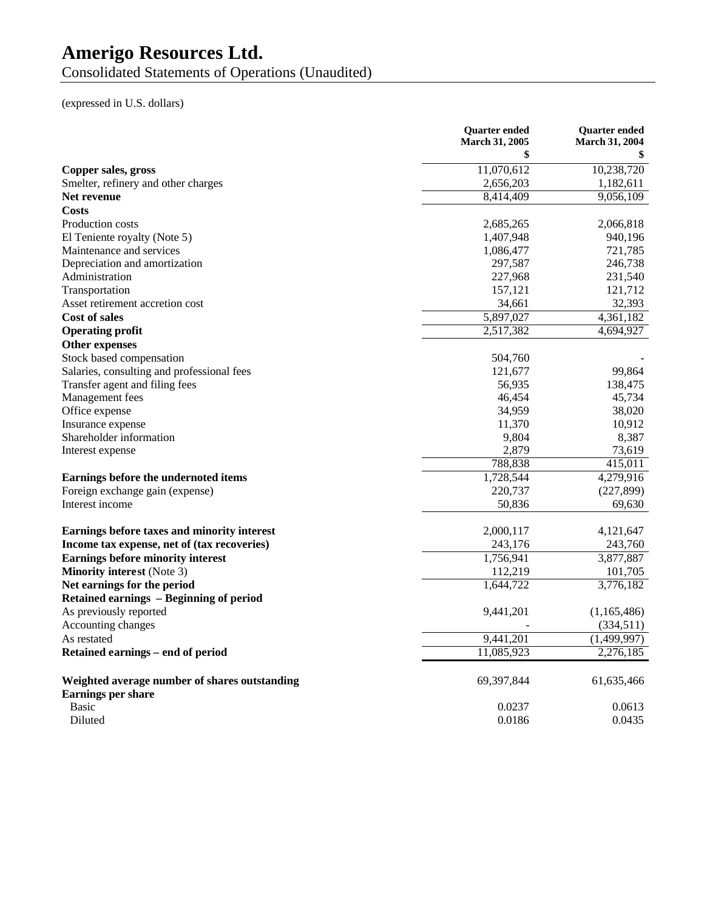# Amerigo Resources Ltd.

Consolidated Statements of Operations (Unaudited)

(expressed in U.S. dollars)

| | Quarter ended March 31, 2005 $ | Quarter ended March 31, 2004 $ |
|---|---|---|
| **Copper sales, gross** | 11,070,612 | 10,238,720 |
| Smelter, refinery and other charges | 2,656,203 | 1,182,611 |
| **Net revenue** | 8,414,409 | 9,056,109 |
| **Costs** | | |
| Production costs | 2,685,265 | 2,066,818 |
| El Teniente royalty (Note 5) | 1,407,948 | 940,196 |
| Maintenance and services | 1,086,477 | 721,785 |
| Depreciation and amortization | 297,587 | 246,738 |
| Administration | 227,968 | 231,540 |
| Transportation | 157,121 | 121,712 |
| Asset retirement accretion cost | 34,661 | 32,393 |
| **Cost of sales** | 5,897,027 | 4,361,182 |
| **Operating profit** | 2,517,382 | 4,694,927 |
| **Other expenses** | | |
| Stock based compensation | 504,760 | - |
| Salaries, consulting and professional fees | 121,677 | 99,864 |
| Transfer agent and filing fees | 56,935 | 138,475 |
| Management fees | 46,454 | 45,734 |
| Office expense | 34,959 | 38,020 |
| Insurance expense | 11,370 | 10,912 |
| Shareholder information | 9,804 | 8,387 |
| Interest expense | 2,879 | 73,619 |
| | 788,838 | 415,011 |
| **Earnings before the undernoted items** | 1,728,544 | 4,279,916 |
| Foreign exchange gain (expense) | 220,737 | (227,899) |
| Interest income | 50,836 | 69,630 |
| **Earnings before taxes and minority interest** | 2,000,117 | 4,121,647 |
| **Income tax expense, net of (tax recoveries)** | 243,176 | 243,760 |
| **Earnings before minority interest** | 1,756,941 | 3,877,887 |
| **Minority interest** (Note 3) | 112,219 | 101,705 |
| **Net earnings for the period** | 1,644,722 | 3,776,182 |
| **Retained earnings – Beginning of period** | | |
| As previously reported | 9,441,201 | (1,165,486) |
| Accounting changes | - | (334,511) |
| As restated | 9,441,201 | (1,499,997) |
| **Retained earnings – end of period** | 11,085,923 | 2,276,185 |
| **Weighted average number of shares outstanding** | 69,397,844 | 61,635,466 |
| **Earnings per share** | | |
| Basic | 0.0237 | 0.0613 |
| Diluted | 0.0186 | 0.0435 |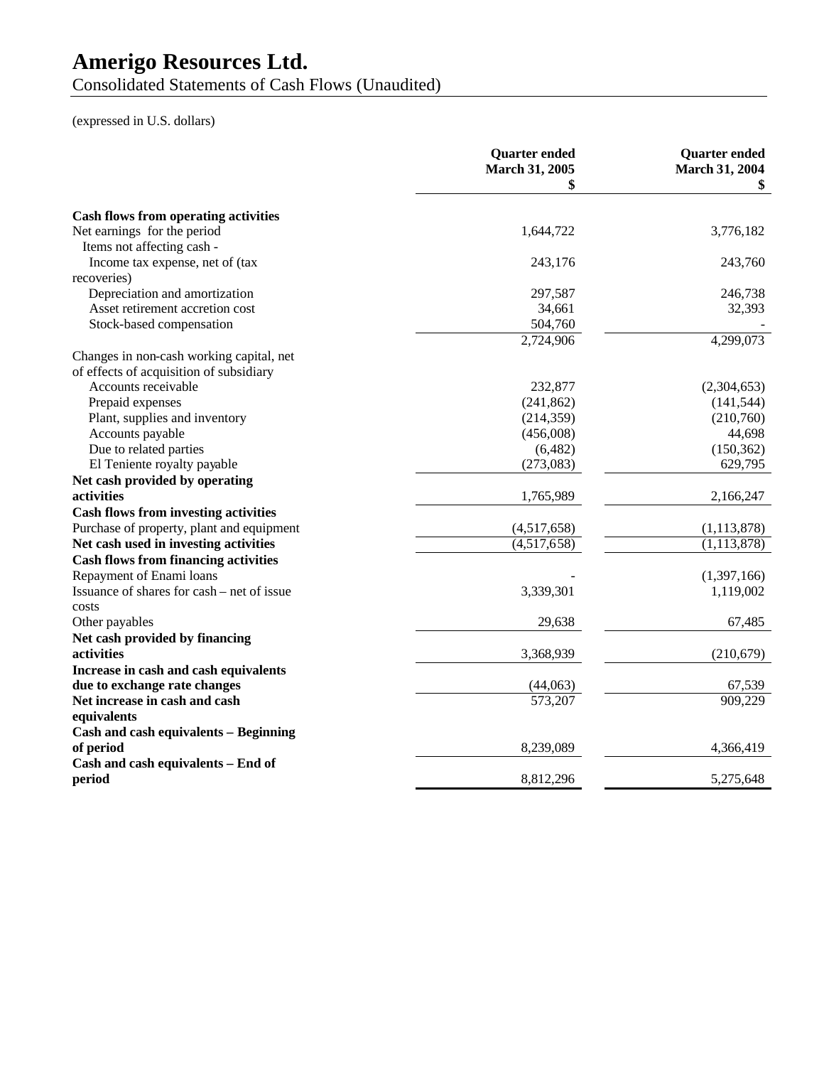# Amerigo Resources Ltd.

Consolidated Statements of Cash Flows (Unaudited)

(expressed in U.S. dollars)

| | Quarter ended March 31, 2005 $ | Quarter ended March 31, 2004 $ |
|---|---|---|
| **Cash flows from operating activities** | | |
| Net earnings for the period | 1,644,722 | 3,776,182 |
| Items not affecting cash - | | |
| Income tax expense, net of (tax recoveries) | 243,176 | 243,760 |
| Depreciation and amortization | 297,587 | 246,738 |
| Asset retirement accretion cost | 34,661 | 32,393 |
| Stock-based compensation | 504,760 | - |
| | 2,724,906 | 4,299,073 |
| Changes in non-cash working capital, net of effects of acquisition of subsidiary | | |
| Accounts receivable | 232,877 | (2,304,653) |
| Prepaid expenses | (241,862) | (141,544) |
| Plant, supplies and inventory | (214,359) | (210,760) |
| Accounts payable | (456,008) | 44,698 |
| Due to related parties | (6,482) | (150,362) |
| El Teniente royalty payable | (273,083) | 629,795 |
| **Net cash provided by operating activities** | 1,765,989 | 2,166,247 |
| **Cash flows from investing activities** | | |
| Purchase of property, plant and equipment | (4,517,658) | (1,113,878) |
| **Net cash used in investing activities** | (4,517,658) | (1,113,878) |
| **Cash flows from financing activities** | | |
| Repayment of Enami loans | - | (1,397,166) |
| Issuance of shares for cash – net of issue costs | 3,339,301 | 1,119,002 |
| Other payables | 29,638 | 67,485 |
| **Net cash provided by financing activities** | 3,368,939 | (210,679) |
| **Increase in cash and cash equivalents due to exchange rate changes** | (44,063) | 67,539 |
| **Net increase in cash and cash equivalents** | 573,207 | 909,229 |
| **Cash and cash equivalents – Beginning of period** | 8,239,089 | 4,366,419 |
| **Cash and cash equivalents – End of period** | 8,812,296 | 5,275,648 |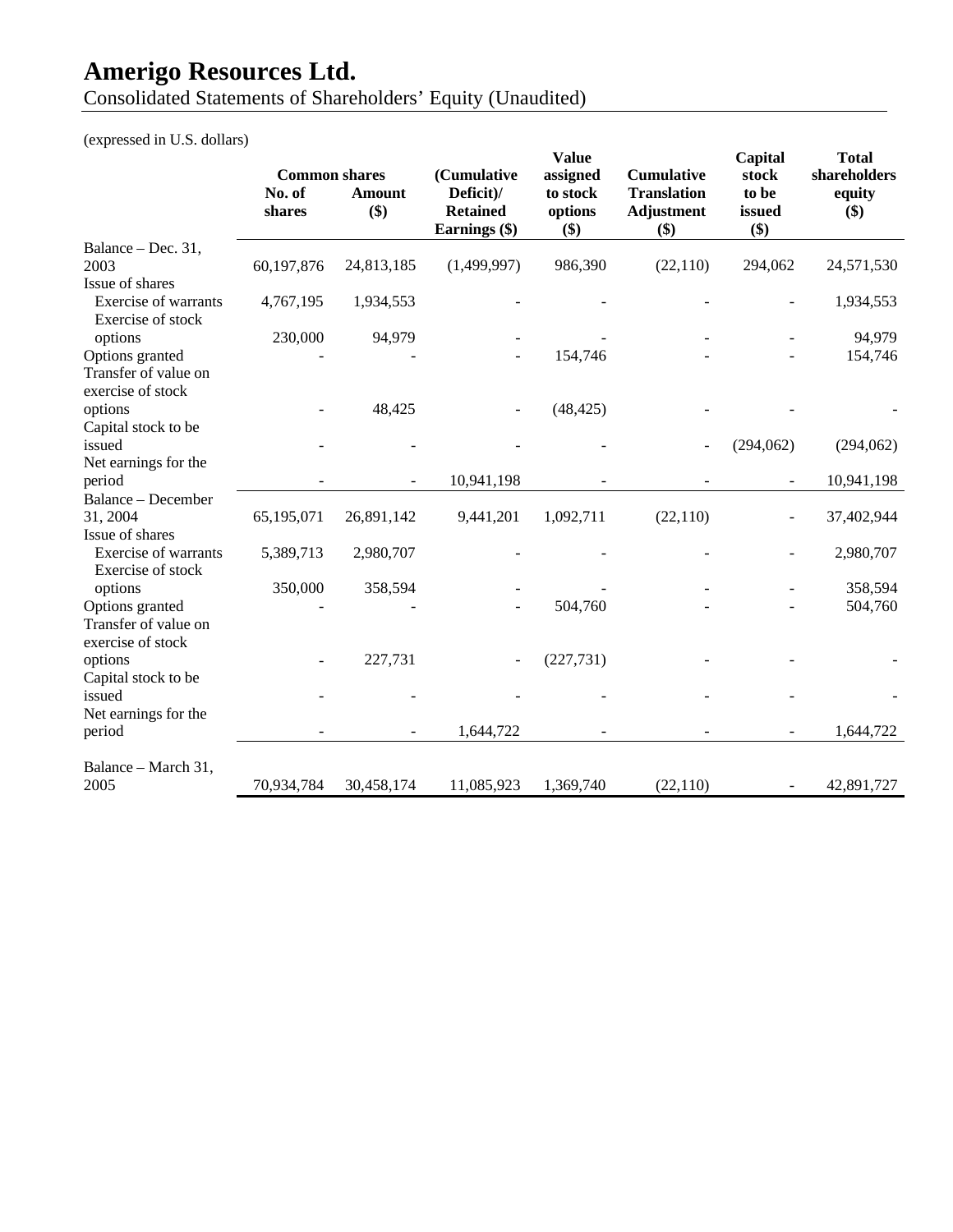# Amerigo Resources Ltd.

Consolidated Statements of Shareholders' Equity (Unaudited)

(expressed in U.S. dollars)

| | Common shares | | (Cumulative Deficit)/ Retained Earnings ($) | Value assigned to stock options ($) | Cumulative Translation Adjustment ($) | Capital stock to be issued ($) | Total shareholders equity ($) |
|---|---|---|---|---|---|---|---|
| | No. of shares | Amount ($) | | | | | |
| Balance – Dec. 31, 2003 | 60,197,876 | 24,813,185 | (1,499,997) | 986,390 | (22,110) | 294,062 | 24,571,530 |
| Issue of shares | | | | | | | |
| Exercise of warrants | 4,767,195 | 1,934,553 | - | - | - | - | 1,934,553 |
| Exercise of stock options | 230,000 | 94,979 | - | - | - | - | 94,979 |
| Options granted | - | - | - | 154,746 | - | - | 154,746 |
| Transfer of value on exercise of stock options | - | 48,425 | - | (48,425) | - | - | - |
| Capital stock to be issued | - | - | - | - | - | (294,062) | (294,062) |
| Net earnings for the period | - | - | 10,941,198 | - | - | - | 10,941,198 |
| Balance – December 31, 2004 | 65,195,071 | 26,891,142 | 9,441,201 | 1,092,711 | (22,110) | - | 37,402,944 |
| Issue of shares | | | | | | | |
| Exercise of warrants | 5,389,713 | 2,980,707 | - | - | - | - | 2,980,707 |
| Exercise of stock options | 350,000 | 358,594 | - | - | - | - | 358,594 |
| Options granted | - | - | - | 504,760 | - | - | 504,760 |
| Transfer of value on exercise of stock options | - | 227,731 | - | (227,731) | - | - | - |
| Capital stock to be issued | - | - | - | - | - | - | - |
| Net earnings for the period | - | - | 1,644,722 | - | - | - | 1,644,722 |
| Balance – March 31, 2005 | 70,934,784 | 30,458,174 | 11,085,923 | 1,369,740 | (22,110) | - | 42,891,727 |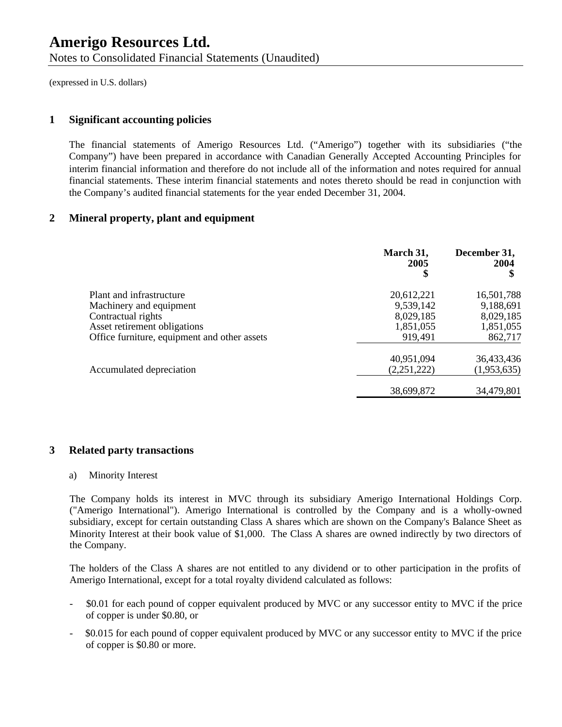# Amerigo Resources Ltd.

Notes to Consolidated Financial Statements (Unaudited)

(expressed in U.S. dollars)

## 1 Significant accounting policies

The financial statements of Amerigo Resources Ltd. ("Amerigo") together with its subsidiaries ("the Company") have been prepared in accordance with Canadian Generally Accepted Accounting Principles for interim financial information and therefore do not include all of the information and notes required for annual financial statements. These interim financial statements and notes thereto should be read in conjunction with the Company's audited financial statements for the year ended December 31, 2004.

## 2 Mineral property, plant and equipment

| | March 31, 2005 $ | December 31, 2004 $ |
|---|---|---|
| Plant and infrastructure | 20,612,221 | 16,501,788 |
| Machinery and equipment | 9,539,142 | 9,188,691 |
| Contractual rights | 8,029,185 | 8,029,185 |
| Asset retirement obligations | 1,851,055 | 1,851,055 |
| Office furniture, equipment and other assets | 919,491 | 862,717 |
| | 40,951,094 | 36,433,436 |
| Accumulated depreciation | (2,251,222) | (1,953,635) |
| | 38,699,872 | 34,479,801 |

## 3 Related party transactions

a) Minority Interest

The Company holds its interest in MVC through its subsidiary Amerigo International Holdings Corp. ("Amerigo International"). Amerigo International is controlled by the Company and is a wholly-owned subsidiary, except for certain outstanding Class A shares which are shown on the Company's Balance Sheet as Minority Interest at their book value of $1,000. The Class A shares are owned indirectly by two directors of the Company.

The holders of the Class A shares are not entitled to any dividend or to other participation in the profits of Amerigo International, except for a total royalty dividend calculated as follows:

- $0.01 for each pound of copper equivalent produced by MVC or any successor entity to MVC if the price of copper is under $0.80, or
- $0.015 for each pound of copper equivalent produced by MVC or any successor entity to MVC if the price of copper is $0.80 or more.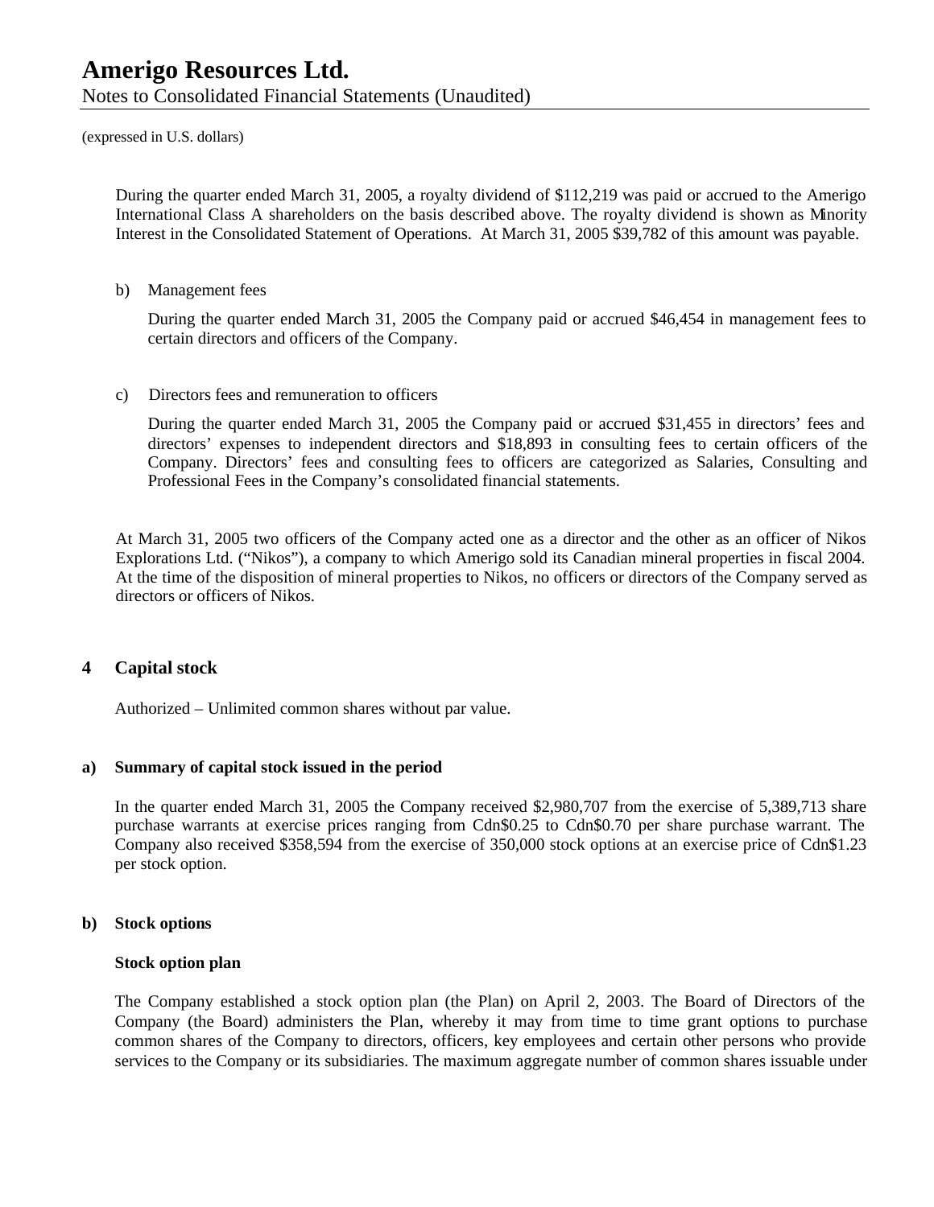During the quarter ended March 31, 2005, a royalty dividend of $112,219 was paid or accrued to the Amerigo International Class A shareholders on the basis described above. The royalty dividend is shown as Minority Interest in the Consolidated Statement of Operations. At March 31, 2005 $39,782 of this amount was payable.

b) Management fees

During the quarter ended March 31, 2005 the Company paid or accrued $46,454 in management fees to certain directors and officers of the Company.

c) Directors fees and remuneration to officers

During the quarter ended March 31, 2005 the Company paid or accrued $31,455 in directors' fees and directors' expenses to independent directors and $18,893 in consulting fees to certain officers of the Company. Directors' fees and consulting fees to officers are categorized as Salaries, Consulting and Professional Fees in the Company's consolidated financial statements.

At March 31, 2005 two officers of the Company acted one as a director and the other as an officer of Nikos Explorations Ltd. ("Nikos"), a company to which Amerigo sold its Canadian mineral properties in fiscal 2004. At the time of the disposition of mineral properties to Nikos, no officers or directors of the Company served as directors or officers of Nikos.

## 4 Capital stock

Authorized – Unlimited common shares without par value.

### a) Summary of capital stock issued in the period

In the quarter ended March 31, 2005 the Company received $2,980,707 from the exercise of 5,389,713 share purchase warrants at exercise prices ranging from Cdn$0.25 to Cdn$0.70 per share purchase warrant. The Company also received $358,594 from the exercise of 350,000 stock options at an exercise price of Cdn$1.23 per stock option.

### b) Stock options

**Stock option plan**

The Company established a stock option plan (the Plan) on April 2, 2003. The Board of Directors of the Company (the Board) administers the Plan, whereby it may from time to time grant options to purchase common shares of the Company to directors, officers, key employees and certain other persons who provide services to the Company or its subsidiaries. The maximum aggregate number of common shares issuable under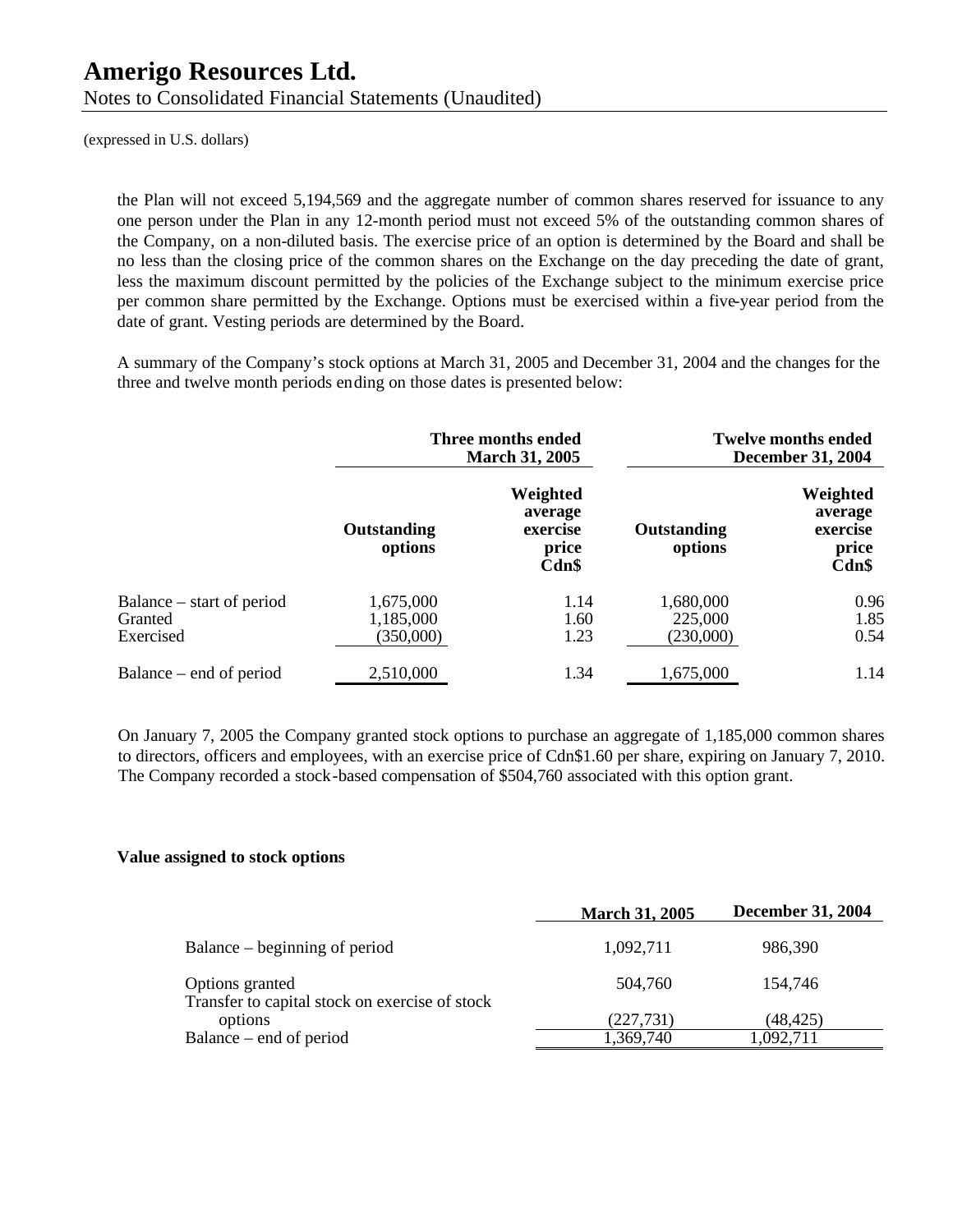(expressed in U.S. dollars)

the Plan will not exceed 5,194,569 and the aggregate number of common shares reserved for issuance to any one person under the Plan in any 12-month period must not exceed 5% of the outstanding common shares of the Company, on a non-diluted basis. The exercise price of an option is determined by the Board and shall be no less than the closing price of the common shares on the Exchange on the day preceding the date of grant, less the maximum discount permitted by the policies of the Exchange subject to the minimum exercise price per common share permitted by the Exchange. Options must be exercised within a five-year period from the date of grant. Vesting periods are determined by the Board.

A summary of the Company's stock options at March 31, 2005 and December 31, 2004 and the changes for the three and twelve month periods ending on those dates is presented below:

| | **Three months ended March 31, 2005** | | **Twelve months ended December 31, 2004** | |
|---|---|---|---|---|
| | **Outstanding options** | **Weighted average exercise price Cdn$** | **Outstanding options** | **Weighted average exercise price Cdn$** |
| Balance – start of period | 1,675,000 | 1.14 | 1,680,000 | 0.96 |
| Granted | 1,185,000 | 1.60 | 225,000 | 1.85 |
| Exercised | (350,000) | 1.23 | (230,000) | 0.54 |
| Balance – end of period | 2,510,000 | 1.34 | 1,675,000 | 1.14 |

On January 7, 2005 the Company granted stock options to purchase an aggregate of 1,185,000 common shares to directors, officers and employees, with an exercise price of Cdn$1.60 per share, expiring on January 7, 2010. The Company recorded a stock-based compensation of $504,760 associated with this option grant.

**Value assigned to stock options**

| | **March 31, 2005** | **December 31, 2004** |
|---|---|---|
| Balance – beginning of period | 1,092,711 | 986,390 |
| Options granted | 504,760 | 154,746 |
| Transfer to capital stock on exercise of stock options | (227,731) | (48,425) |
| Balance – end of period | 1,369,740 | 1,092,711 |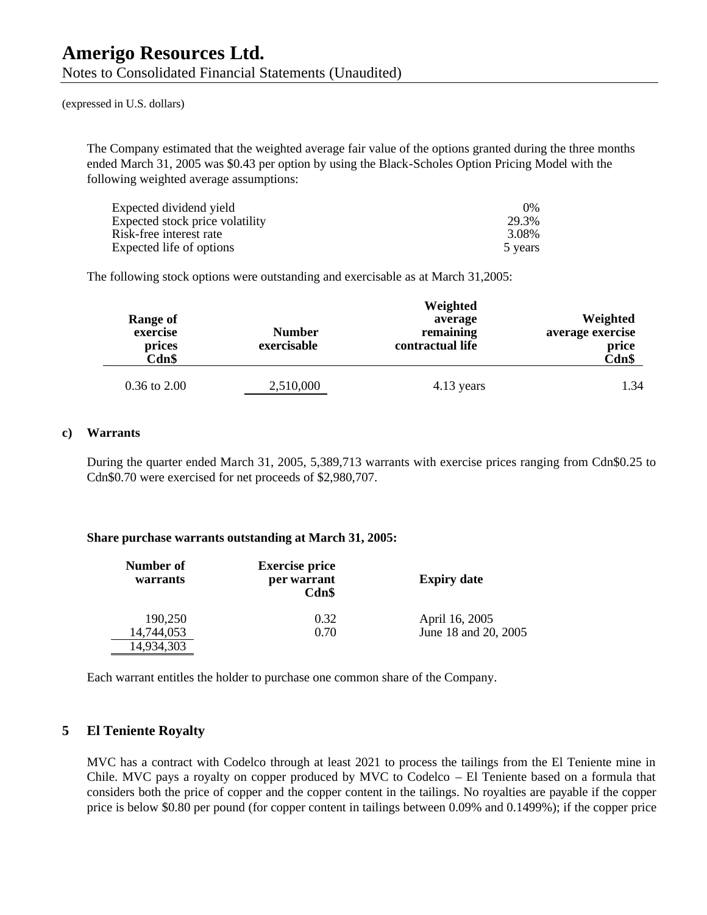(expressed in U.S. dollars)

The Company estimated that the weighted average fair value of the options granted during the three months ended March 31, 2005 was $0.43 per option by using the Black-Scholes Option Pricing Model with the following weighted average assumptions:

| | |
|---|---|
| Expected dividend yield | 0% |
| Expected stock price volatility | 29.3% |
| Risk-free interest rate | 3.08% |
| Expected life of options | 5 years |

The following stock options were outstanding and exercisable as at March 31,2005:

| Range of exercise prices Cdn$ | Number exercisable | Weighted average remaining contractual life | Weighted average exercise price Cdn$ |
|---|---|---|---|
| 0.36 to 2.00 | 2,510,000 | 4.13 years | 1.34 |

**c) Warrants**

During the quarter ended March 31, 2005, 5,389,713 warrants with exercise prices ranging from Cdn$0.25 to Cdn$0.70 were exercised for net proceeds of $2,980,707.

**Share purchase warrants outstanding at March 31, 2005:**

| Number of warrants | Exercise price per warrant Cdn$ | Expiry date |
|---|---|---|
| 190,250 | 0.32 | April 16, 2005 |
| 14,744,053 | 0.70 | June 18 and 20, 2005 |
| 14,934,303 | | |

Each warrant entitles the holder to purchase one common share of the Company.

## 5 El Teniente Royalty

MVC has a contract with Codelco through at least 2021 to process the tailings from the El Teniente mine in Chile. MVC pays a royalty on copper produced by MVC to Codelco – El Teniente based on a formula that considers both the price of copper and the copper content in the tailings. No royalties are payable if the copper price is below $0.80 per pound (for copper content in tailings between 0.09% and 0.1499%); if the copper price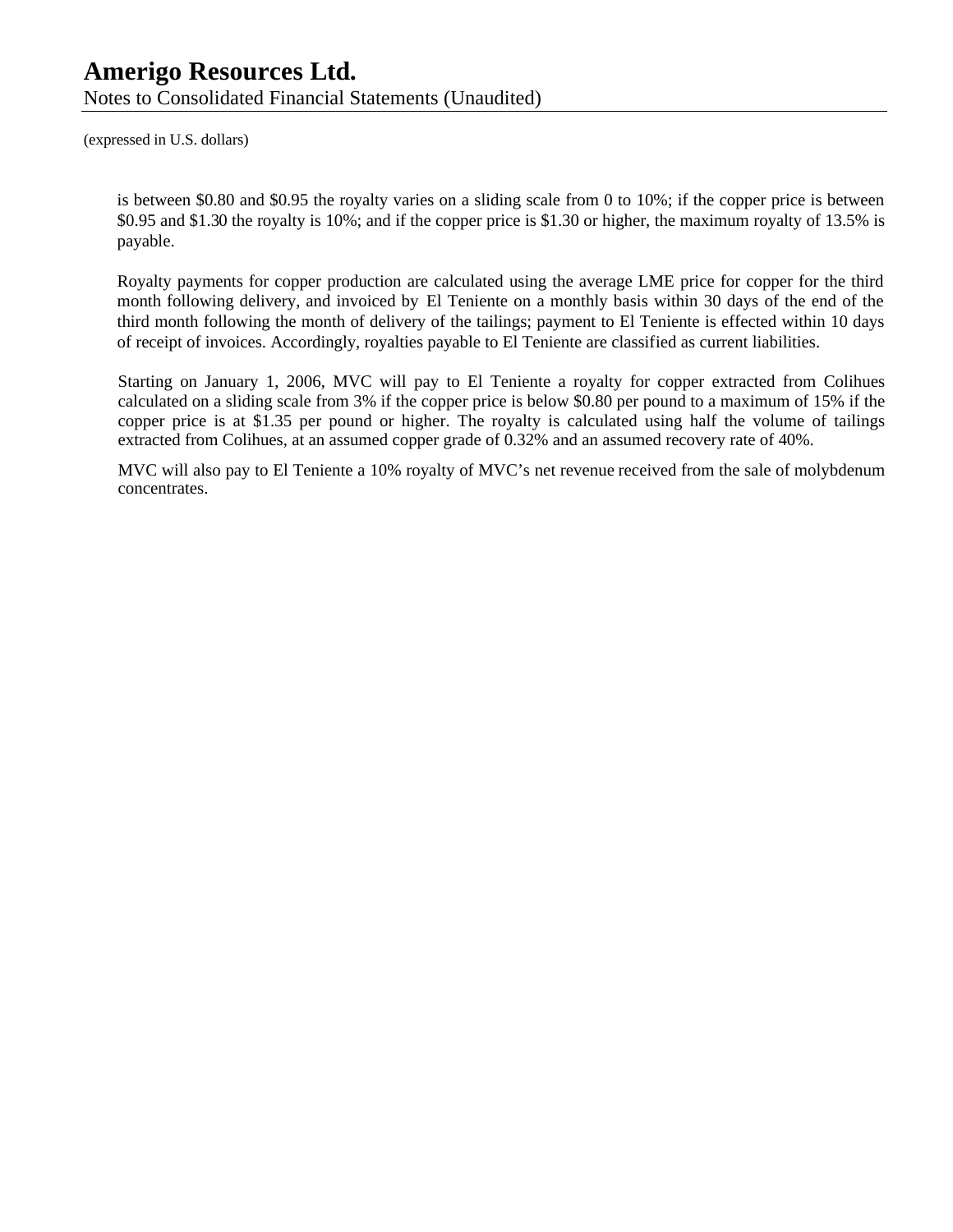is between $0.80 and $0.95 the royalty varies on a sliding scale from 0 to 10%; if the copper price is between $0.95 and $1.30 the royalty is 10%; and if the copper price is $1.30 or higher, the maximum royalty of 13.5% is payable.

Royalty payments for copper production are calculated using the average LME price for copper for the third month following delivery, and invoiced by El Teniente on a monthly basis within 30 days of the end of the third month following the month of delivery of the tailings; payment to El Teniente is effected within 10 days of receipt of invoices. Accordingly, royalties payable to El Teniente are classified as current liabilities.

Starting on January 1, 2006, MVC will pay to El Teniente a royalty for copper extracted from Colihues calculated on a sliding scale from 3% if the copper price is below $0.80 per pound to a maximum of 15% if the copper price is at $1.35 per pound or higher. The royalty is calculated using half the volume of tailings extracted from Colihues, at an assumed copper grade of 0.32% and an assumed recovery rate of 40%.

MVC will also pay to El Teniente a 10% royalty of MVC's net revenue received from the sale of molybdenum concentrates.